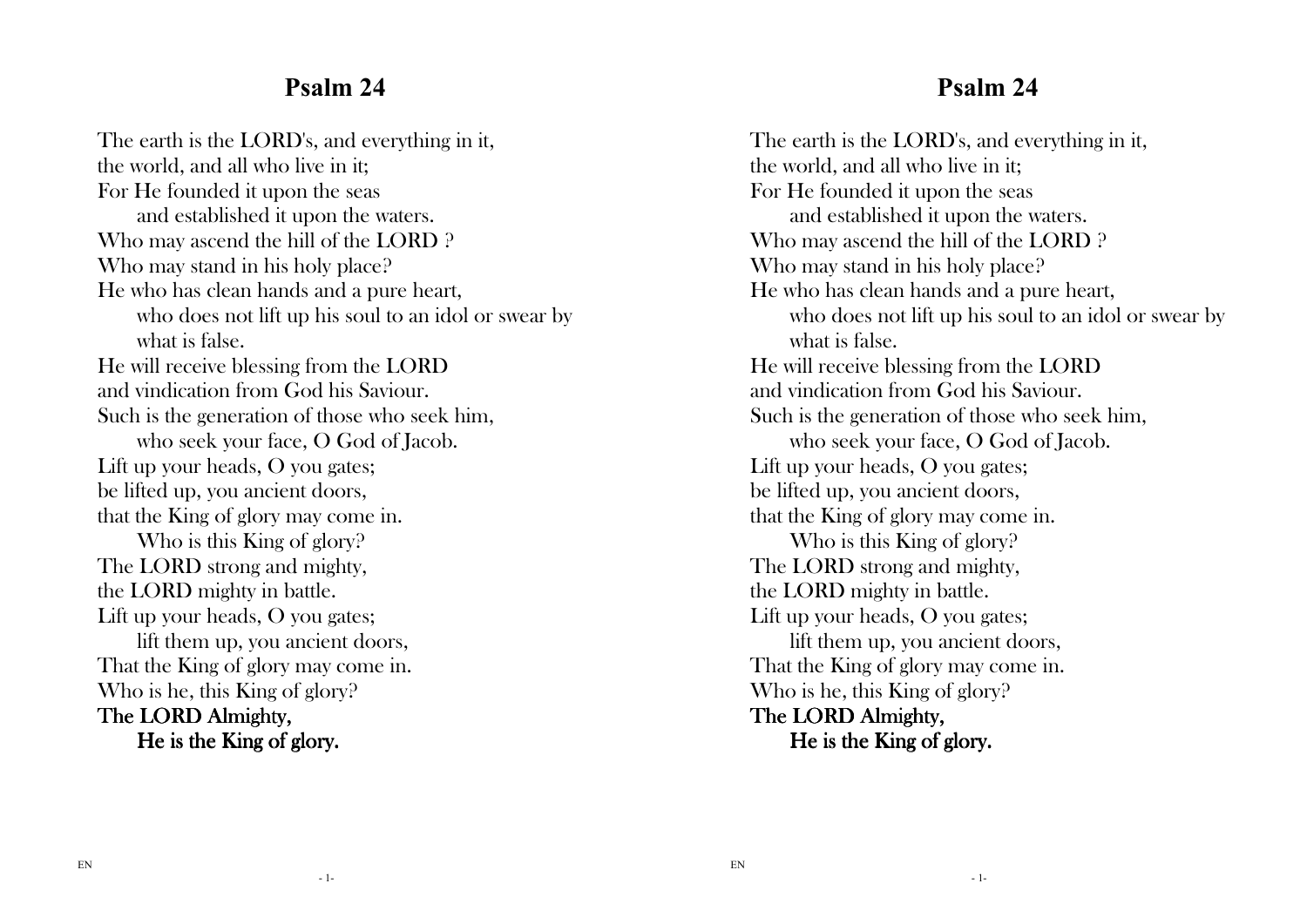# Psalm 24

The earth is the LORD's, and everything in it,
the world, and all who live in it;
For He founded it upon the seas
    and established it upon the waters.
Who may ascend the hill of the LORD ?
Who may stand in his holy place?
He who has clean hands and a pure heart,
    who does not lift up his soul to an idol or swear by what is false.
He will receive blessing from the LORD
and vindication from God his Saviour.
Such is the generation of those who seek him,
    who seek your face, O God of Jacob.
Lift up your heads, O you gates;
be lifted up, you ancient doors,
that the King of glory may come in.
    Who is this King of glory?
The LORD strong and mighty,
the LORD mighty in battle.
Lift up your heads, O you gates;
    lift them up, you ancient doors,
That the King of glory may come in.
Who is he, this King of glory?
**The LORD Almighty,**
    **He is the King of glory.**

# Psalm 24

The earth is the LORD's, and everything in it,
the world, and all who live in it;
For He founded it upon the seas
    and established it upon the waters.
Who may ascend the hill of the LORD ?
Who may stand in his holy place?
He who has clean hands and a pure heart,
    who does not lift up his soul to an idol or swear by what is false.
He will receive blessing from the LORD
and vindication from God his Saviour.
Such is the generation of those who seek him,
    who seek your face, O God of Jacob.
Lift up your heads, O you gates;
be lifted up, you ancient doors,
that the King of glory may come in.
    Who is this King of glory?
The LORD strong and mighty,
the LORD mighty in battle.
Lift up your heads, O you gates;
    lift them up, you ancient doors,
That the King of glory may come in.
Who is he, this King of glory?
**The LORD Almighty,**
    **He is the King of glory.**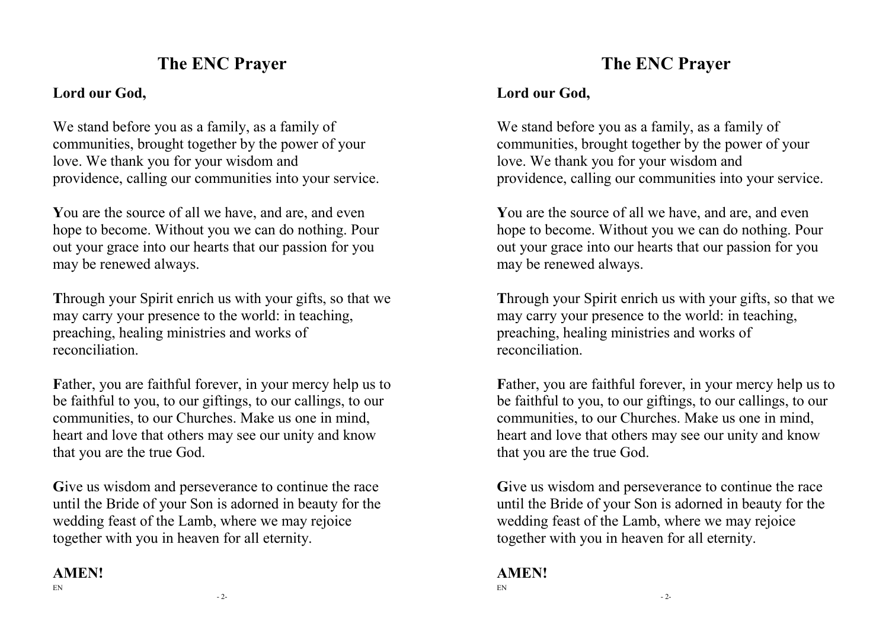## The ENC Prayer

**Lord our God,**

We stand before you as a family, as a family of communities, brought together by the power of your love. We thank you for your wisdom and providence, calling our communities into your service.

**Y**ou are the source of all we have, and are, and even hope to become. Without you we can do nothing. Pour out your grace into our hearts that our passion for you may be renewed always.

**T**hrough your Spirit enrich us with your gifts, so that we may carry your presence to the world: in teaching, preaching, healing ministries and works of reconciliation.

**F**ather, you are faithful forever, in your mercy help us to be faithful to you, to our giftings, to our callings, to our communities, to our Churches. Make us one in mind, heart and love that others may see our unity and know that you are the true God.

**G**ive us wisdom and perseverance to continue the race until the Bride of your Son is adorned in beauty for the wedding feast of the Lamb, where we may rejoice together with you in heaven for all eternity.

**AMEN!**

## The ENC Prayer

**Lord our God,**

We stand before you as a family, as a family of communities, brought together by the power of your love. We thank you for your wisdom and providence, calling our communities into your service.

**Y**ou are the source of all we have, and are, and even hope to become. Without you we can do nothing. Pour out your grace into our hearts that our passion for you may be renewed always.

**T**hrough your Spirit enrich us with your gifts, so that we may carry your presence to the world: in teaching, preaching, healing ministries and works of reconciliation.

**F**ather, you are faithful forever, in your mercy help us to be faithful to you, to our giftings, to our callings, to our communities, to our Churches. Make us one in mind, heart and love that others may see our unity and know that you are the true God.

**G**ive us wisdom and perseverance to continue the race until the Bride of your Son is adorned in beauty for the wedding feast of the Lamb, where we may rejoice together with you in heaven for all eternity.

**AMEN!**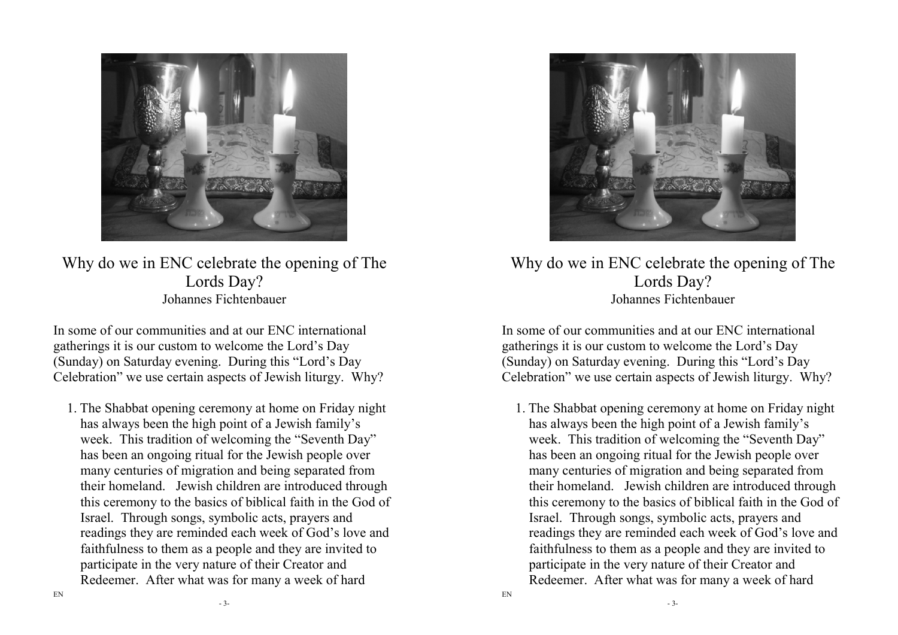# Why do we in ENC celebrate the opening of The Lords Day?

Johannes Fichtenbauer

In some of our communities and at our ENC international gatherings it is our custom to welcome the Lord's Day (Sunday) on Saturday evening. During this "Lord's Day Celebration" we use certain aspects of Jewish liturgy. Why?

1. The Shabbat opening ceremony at home on Friday night has always been the high point of a Jewish family's week. This tradition of welcoming the "Seventh Day" has been an ongoing ritual for the Jewish people over many centuries of migration and being separated from their homeland. Jewish children are introduced through this ceremony to the basics of biblical faith in the God of Israel. Through songs, symbolic acts, prayers and readings they are reminded each week of God's love and faithfulness to them as a people and they are invited to participate in the very nature of their Creator and Redeemer. After what was for many a week of hard

# Why do we in ENC celebrate the opening of The Lords Day?

Johannes Fichtenbauer

In some of our communities and at our ENC international gatherings it is our custom to welcome the Lord's Day (Sunday) on Saturday evening. During this "Lord's Day Celebration" we use certain aspects of Jewish liturgy. Why?

1. The Shabbat opening ceremony at home on Friday night has always been the high point of a Jewish family's week. This tradition of welcoming the "Seventh Day" has been an ongoing ritual for the Jewish people over many centuries of migration and being separated from their homeland. Jewish children are introduced through this ceremony to the basics of biblical faith in the God of Israel. Through songs, symbolic acts, prayers and readings they are reminded each week of God's love and faithfulness to them as a people and they are invited to participate in the very nature of their Creator and Redeemer. After what was for many a week of hard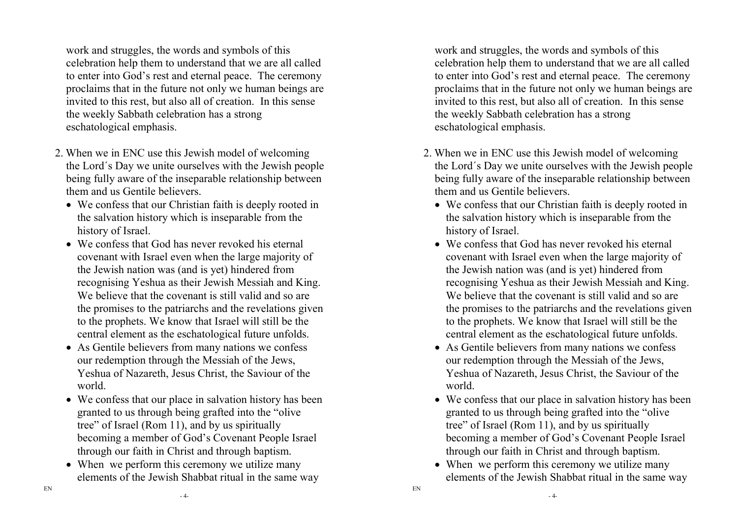work and struggles, the words and symbols of this celebration help them to understand that we are all called to enter into God's rest and eternal peace. The ceremony proclaims that in the future not only we human beings are invited to this rest, but also all of creation. In this sense the weekly Sabbath celebration has a strong eschatological emphasis.

2. When we in ENC use this Jewish model of welcoming the Lord´s Day we unite ourselves with the Jewish people being fully aware of the inseparable relationship between them and us Gentile believers.
   - We confess that our Christian faith is deeply rooted in the salvation history which is inseparable from the history of Israel.
   - We confess that God has never revoked his eternal covenant with Israel even when the large majority of the Jewish nation was (and is yet) hindered from recognising Yeshua as their Jewish Messiah and King. We believe that the covenant is still valid and so are the promises to the patriarchs and the revelations given to the prophets. We know that Israel will still be the central element as the eschatological future unfolds.
   - As Gentile believers from many nations we confess our redemption through the Messiah of the Jews, Yeshua of Nazareth, Jesus Christ, the Saviour of the world.
   - We confess that our place in salvation history has been granted to us through being grafted into the "olive tree" of Israel (Rom 11), and by us spiritually becoming a member of God's Covenant People Israel through our faith in Christ and through baptism.
   - When we perform this ceremony we utilize many elements of the Jewish Shabbat ritual in the same way

work and struggles, the words and symbols of this celebration help them to understand that we are all called to enter into God's rest and eternal peace. The ceremony proclaims that in the future not only we human beings are invited to this rest, but also all of creation. In this sense the weekly Sabbath celebration has a strong eschatological emphasis.

2. When we in ENC use this Jewish model of welcoming the Lord´s Day we unite ourselves with the Jewish people being fully aware of the inseparable relationship between them and us Gentile believers.
   - We confess that our Christian faith is deeply rooted in the salvation history which is inseparable from the history of Israel.
   - We confess that God has never revoked his eternal covenant with Israel even when the large majority of the Jewish nation was (and is yet) hindered from recognising Yeshua as their Jewish Messiah and King. We believe that the covenant is still valid and so are the promises to the patriarchs and the revelations given to the prophets. We know that Israel will still be the central element as the eschatological future unfolds.
   - As Gentile believers from many nations we confess our redemption through the Messiah of the Jews, Yeshua of Nazareth, Jesus Christ, the Saviour of the world.
   - We confess that our place in salvation history has been granted to us through being grafted into the "olive tree" of Israel (Rom 11), and by us spiritually becoming a member of God's Covenant People Israel through our faith in Christ and through baptism.
   - When we perform this ceremony we utilize many elements of the Jewish Shabbat ritual in the same way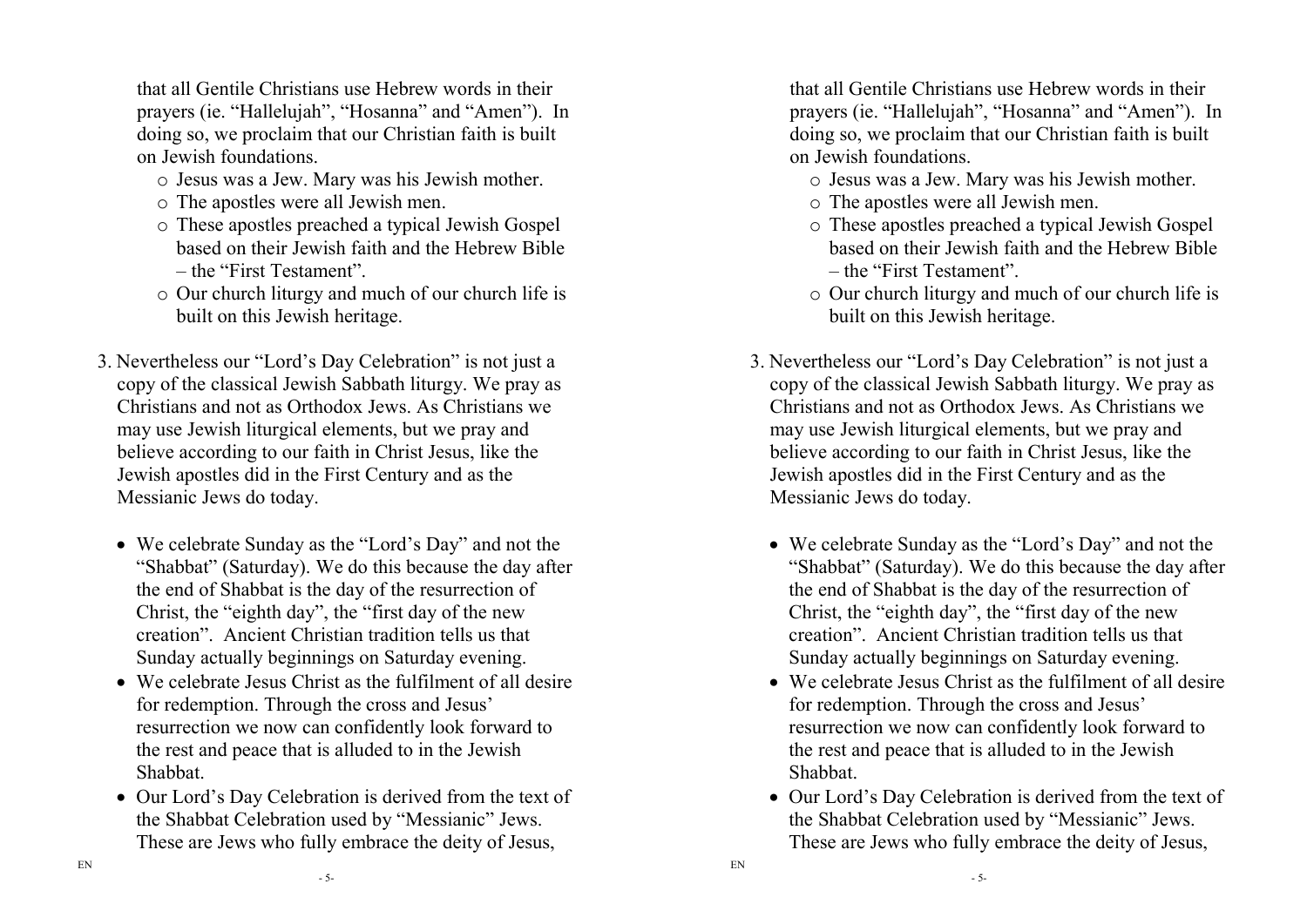that all Gentile Christians use Hebrew words in their prayers (ie. "Hallelujah", "Hosanna" and "Amen"). In doing so, we proclaim that our Christian faith is built on Jewish foundations.

- Jesus was a Jew. Mary was his Jewish mother.
- The apostles were all Jewish men.
- These apostles preached a typical Jewish Gospel based on their Jewish faith and the Hebrew Bible – the "First Testament".
- Our church liturgy and much of our church life is built on this Jewish heritage.

3. Nevertheless our "Lord's Day Celebration" is not just a copy of the classical Jewish Sabbath liturgy. We pray as Christians and not as Orthodox Jews. As Christians we may use Jewish liturgical elements, but we pray and believe according to our faith in Christ Jesus, like the Jewish apostles did in the First Century and as the Messianic Jews do today.

   - We celebrate Sunday as the "Lord's Day" and not the "Shabbat" (Saturday). We do this because the day after the end of Shabbat is the day of the resurrection of Christ, the "eighth day", the "first day of the new creation". Ancient Christian tradition tells us that Sunday actually beginnings on Saturday evening.
   - We celebrate Jesus Christ as the fulfilment of all desire for redemption. Through the cross and Jesus' resurrection we now can confidently look forward to the rest and peace that is alluded to in the Jewish Shabbat.
   - Our Lord's Day Celebration is derived from the text of the Shabbat Celebration used by "Messianic" Jews. These are Jews who fully embrace the deity of Jesus,

that all Gentile Christians use Hebrew words in their prayers (ie. "Hallelujah", "Hosanna" and "Amen"). In doing so, we proclaim that our Christian faith is built on Jewish foundations.

- Jesus was a Jew. Mary was his Jewish mother.
- The apostles were all Jewish men.
- These apostles preached a typical Jewish Gospel based on their Jewish faith and the Hebrew Bible – the "First Testament".
- Our church liturgy and much of our church life is built on this Jewish heritage.

3. Nevertheless our "Lord's Day Celebration" is not just a copy of the classical Jewish Sabbath liturgy. We pray as Christians and not as Orthodox Jews. As Christians we may use Jewish liturgical elements, but we pray and believe according to our faith in Christ Jesus, like the Jewish apostles did in the First Century and as the Messianic Jews do today.

   - We celebrate Sunday as the "Lord's Day" and not the "Shabbat" (Saturday). We do this because the day after the end of Shabbat is the day of the resurrection of Christ, the "eighth day", the "first day of the new creation". Ancient Christian tradition tells us that Sunday actually beginnings on Saturday evening.
   - We celebrate Jesus Christ as the fulfilment of all desire for redemption. Through the cross and Jesus' resurrection we now can confidently look forward to the rest and peace that is alluded to in the Jewish Shabbat.
   - Our Lord's Day Celebration is derived from the text of the Shabbat Celebration used by "Messianic" Jews. These are Jews who fully embrace the deity of Jesus,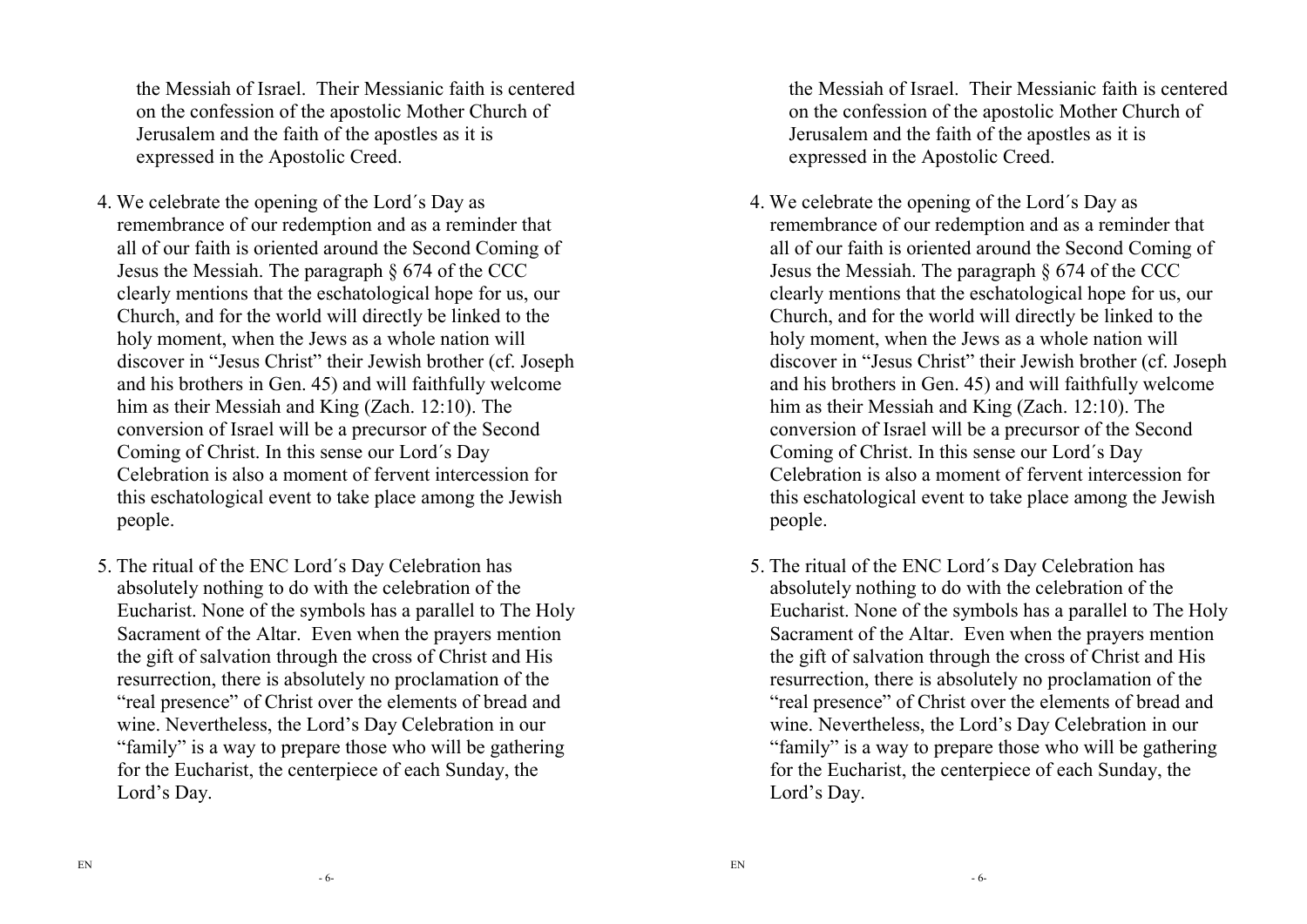the Messiah of Israel. Their Messianic faith is centered on the confession of the apostolic Mother Church of Jerusalem and the faith of the apostles as it is expressed in the Apostolic Creed.

4. We celebrate the opening of the Lord´s Day as remembrance of our redemption and as a reminder that all of our faith is oriented around the Second Coming of Jesus the Messiah. The paragraph § 674 of the CCC clearly mentions that the eschatological hope for us, our Church, and for the world will directly be linked to the holy moment, when the Jews as a whole nation will discover in "Jesus Christ" their Jewish brother (cf. Joseph and his brothers in Gen. 45) and will faithfully welcome him as their Messiah and King (Zach. 12:10). The conversion of Israel will be a precursor of the Second Coming of Christ. In this sense our Lord´s Day Celebration is also a moment of fervent intercession for this eschatological event to take place among the Jewish people.

5. The ritual of the ENC Lord´s Day Celebration has absolutely nothing to do with the celebration of the Eucharist. None of the symbols has a parallel to The Holy Sacrament of the Altar. Even when the prayers mention the gift of salvation through the cross of Christ and His resurrection, there is absolutely no proclamation of the "real presence" of Christ over the elements of bread and wine. Nevertheless, the Lord's Day Celebration in our "family" is a way to prepare those who will be gathering for the Eucharist, the centerpiece of each Sunday, the Lord's Day.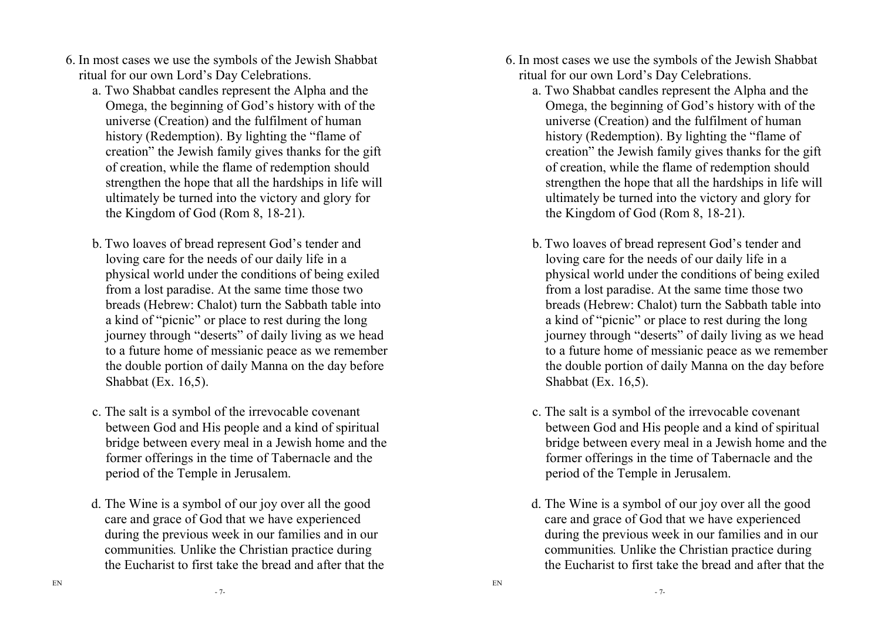6. In most cases we use the symbols of the Jewish Shabbat ritual for our own Lord's Day Celebrations.
   a. Two Shabbat candles represent the Alpha and the Omega, the beginning of God's history with of the universe (Creation) and the fulfilment of human history (Redemption). By lighting the "flame of creation" the Jewish family gives thanks for the gift of creation, while the flame of redemption should strengthen the hope that all the hardships in life will ultimately be turned into the victory and glory for the Kingdom of God (Rom 8, 18-21).

   b. Two loaves of bread represent God's tender and loving care for the needs of our daily life in a physical world under the conditions of being exiled from a lost paradise. At the same time those two breads (Hebrew: Chalot) turn the Sabbath table into a kind of "picnic" or place to rest during the long journey through "deserts" of daily living as we head to a future home of messianic peace as we remember the double portion of daily Manna on the day before Shabbat (Ex. 16,5).

   c. The salt is a symbol of the irrevocable covenant between God and His people and a kind of spiritual bridge between every meal in a Jewish home and the former offerings in the time of Tabernacle and the period of the Temple in Jerusalem.

   d. The Wine is a symbol of our joy over all the good care and grace of God that we have experienced during the previous week in our families and in our communities*.* Unlike the Christian practice during the Eucharist to first take the bread and after that the

6. In most cases we use the symbols of the Jewish Shabbat ritual for our own Lord's Day Celebrations.
   a. Two Shabbat candles represent the Alpha and the Omega, the beginning of God's history with of the universe (Creation) and the fulfilment of human history (Redemption). By lighting the "flame of creation" the Jewish family gives thanks for the gift of creation, while the flame of redemption should strengthen the hope that all the hardships in life will ultimately be turned into the victory and glory for the Kingdom of God (Rom 8, 18-21).

   b. Two loaves of bread represent God's tender and loving care for the needs of our daily life in a physical world under the conditions of being exiled from a lost paradise. At the same time those two breads (Hebrew: Chalot) turn the Sabbath table into a kind of "picnic" or place to rest during the long journey through "deserts" of daily living as we head to a future home of messianic peace as we remember the double portion of daily Manna on the day before Shabbat (Ex. 16,5).

   c. The salt is a symbol of the irrevocable covenant between God and His people and a kind of spiritual bridge between every meal in a Jewish home and the former offerings in the time of Tabernacle and the period of the Temple in Jerusalem.

   d. The Wine is a symbol of our joy over all the good care and grace of God that we have experienced during the previous week in our families and in our communities*.* Unlike the Christian practice during the Eucharist to first take the bread and after that the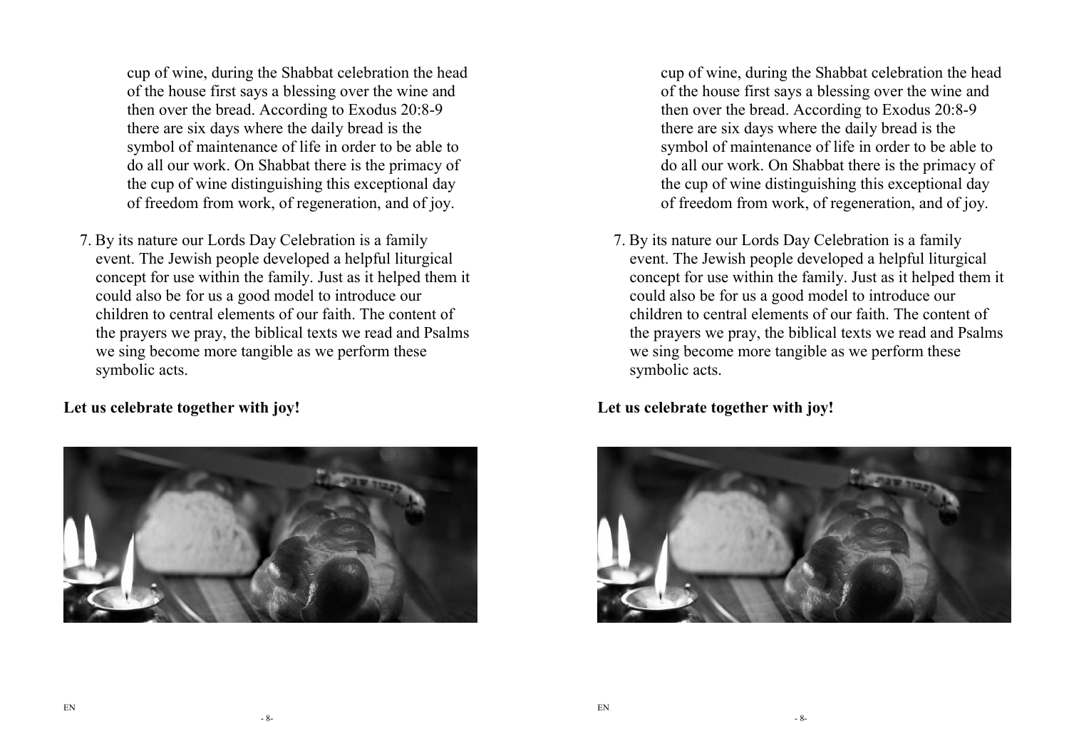cup of wine, during the Shabbat celebration the head of the house first says a blessing over the wine and then over the bread. According to Exodus 20:8-9 there are six days where the daily bread is the symbol of maintenance of life in order to be able to do all our work. On Shabbat there is the primacy of the cup of wine distinguishing this exceptional day of freedom from work, of regeneration, and of joy.

7. By its nature our Lords Day Celebration is a family event. The Jewish people developed a helpful liturgical concept for use within the family. Just as it helped them it could also be for us a good model to introduce our children to central elements of our faith. The content of the prayers we pray, the biblical texts we read and Psalms we sing become more tangible as we perform these symbolic acts.

**Let us celebrate together with joy!**

cup of wine, during the Shabbat celebration the head of the house first says a blessing over the wine and then over the bread. According to Exodus 20:8-9 there are six days where the daily bread is the symbol of maintenance of life in order to be able to do all our work. On Shabbat there is the primacy of the cup of wine distinguishing this exceptional day of freedom from work, of regeneration, and of joy.

7. By its nature our Lords Day Celebration is a family event. The Jewish people developed a helpful liturgical concept for use within the family. Just as it helped them it could also be for us a good model to introduce our children to central elements of our faith. The content of the prayers we pray, the biblical texts we read and Psalms we sing become more tangible as we perform these symbolic acts.

**Let us celebrate together with joy!**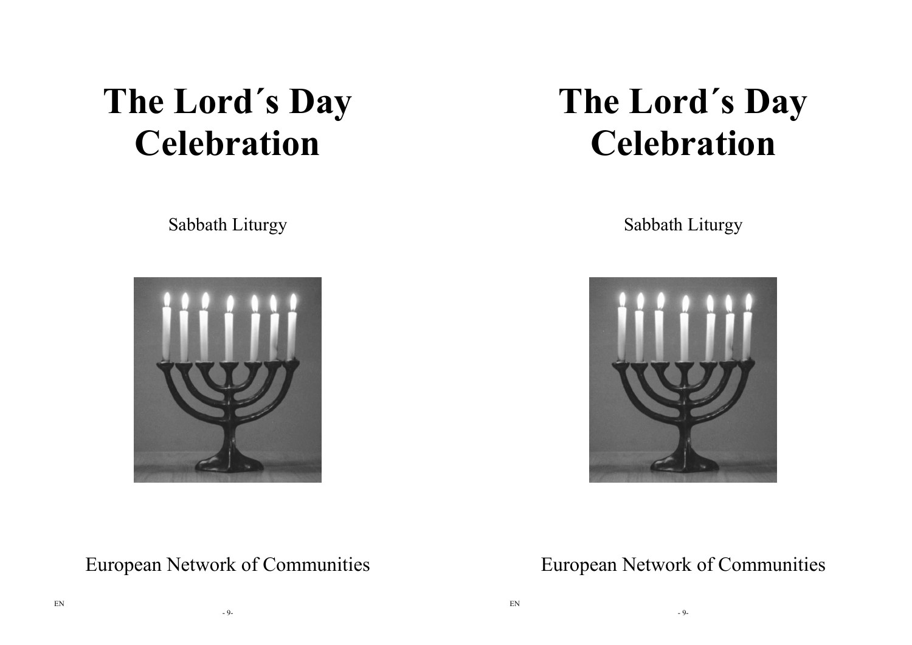# The Lord´s Day Celebration

Sabbath Liturgy

European Network of Communities

EN

# The Lord´s Day Celebration

Sabbath Liturgy

European Network of Communities

EN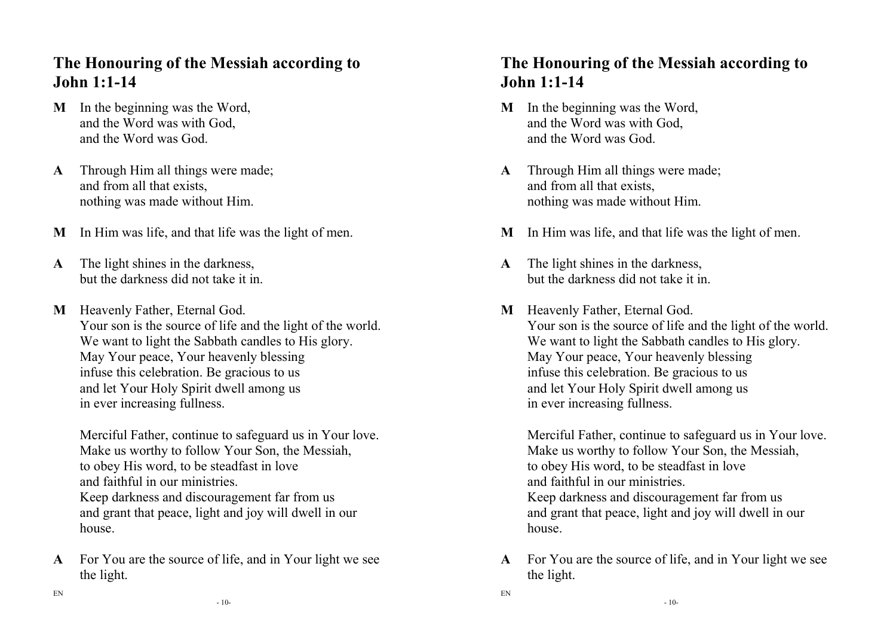## The Honouring of the Messiah according to John 1:1-14

**M** In the beginning was the Word,
and the Word was with God,
and the Word was God.

**A** Through Him all things were made;
and from all that exists,
nothing was made without Him.

**M** In Him was life, and that life was the light of men.

**A** The light shines in the darkness,
but the darkness did not take it in.

**M** Heavenly Father, Eternal God.
Your son is the source of life and the light of the world.
We want to light the Sabbath candles to His glory.
May Your peace, Your heavenly blessing
infuse this celebration. Be gracious to us
and let Your Holy Spirit dwell among us
in ever increasing fullness.

Merciful Father, continue to safeguard us in Your love.
Make us worthy to follow Your Son, the Messiah,
to obey His word, to be steadfast in love
and faithful in our ministries.
Keep darkness and discouragement far from us
and grant that peace, light and joy will dwell in our house.

**A** For You are the source of life, and in Your light we see the light.

## The Honouring of the Messiah according to John 1:1-14

**M** In the beginning was the Word,
and the Word was with God,
and the Word was God.

**A** Through Him all things were made;
and from all that exists,
nothing was made without Him.

**M** In Him was life, and that life was the light of men.

**A** The light shines in the darkness,
but the darkness did not take it in.

**M** Heavenly Father, Eternal God.
Your son is the source of life and the light of the world.
We want to light the Sabbath candles to His glory.
May Your peace, Your heavenly blessing
infuse this celebration. Be gracious to us
and let Your Holy Spirit dwell among us
in ever increasing fullness.

Merciful Father, continue to safeguard us in Your love.
Make us worthy to follow Your Son, the Messiah,
to obey His word, to be steadfast in love
and faithful in our ministries.
Keep darkness and discouragement far from us
and grant that peace, light and joy will dwell in our house.

**A** For You are the source of life, and in Your light we see the light.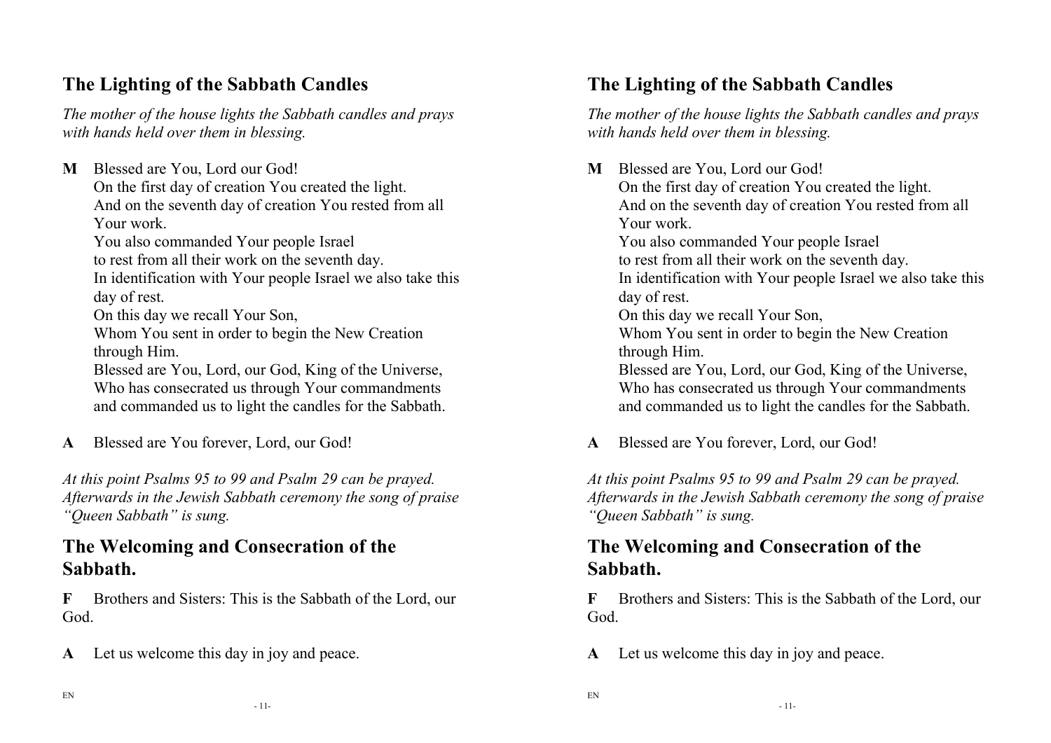## The Lighting of the Sabbath Candles

*The mother of the house lights the Sabbath candles and prays with hands held over them in blessing.*

**M** Blessed are You, Lord our God!
On the first day of creation You created the light.
And on the seventh day of creation You rested from all Your work.
You also commanded Your people Israel
to rest from all their work on the seventh day.
In identification with Your people Israel we also take this day of rest.
On this day we recall Your Son,
Whom You sent in order to begin the New Creation through Him.
Blessed are You, Lord, our God, King of the Universe,
Who has consecrated us through Your commandments
and commanded us to light the candles for the Sabbath.

**A** Blessed are You forever, Lord, our God!

*At this point Psalms 95 to 99 and Psalm 29 can be prayed. Afterwards in the Jewish Sabbath ceremony the song of praise "Queen Sabbath" is sung.*

## The Welcoming and Consecration of the Sabbath.

**F** Brothers and Sisters: This is the Sabbath of the Lord, our God.

**A** Let us welcome this day in joy and peace.

## The Lighting of the Sabbath Candles

*The mother of the house lights the Sabbath candles and prays with hands held over them in blessing.*

**M** Blessed are You, Lord our God!
On the first day of creation You created the light.
And on the seventh day of creation You rested from all Your work.
You also commanded Your people Israel
to rest from all their work on the seventh day.
In identification with Your people Israel we also take this day of rest.
On this day we recall Your Son,
Whom You sent in order to begin the New Creation through Him.
Blessed are You, Lord, our God, King of the Universe,
Who has consecrated us through Your commandments
and commanded us to light the candles for the Sabbath.

**A** Blessed are You forever, Lord, our God!

*At this point Psalms 95 to 99 and Psalm 29 can be prayed. Afterwards in the Jewish Sabbath ceremony the song of praise "Queen Sabbath" is sung.*

## The Welcoming and Consecration of the Sabbath.

**F** Brothers and Sisters: This is the Sabbath of the Lord, our God.

**A** Let us welcome this day in joy and peace.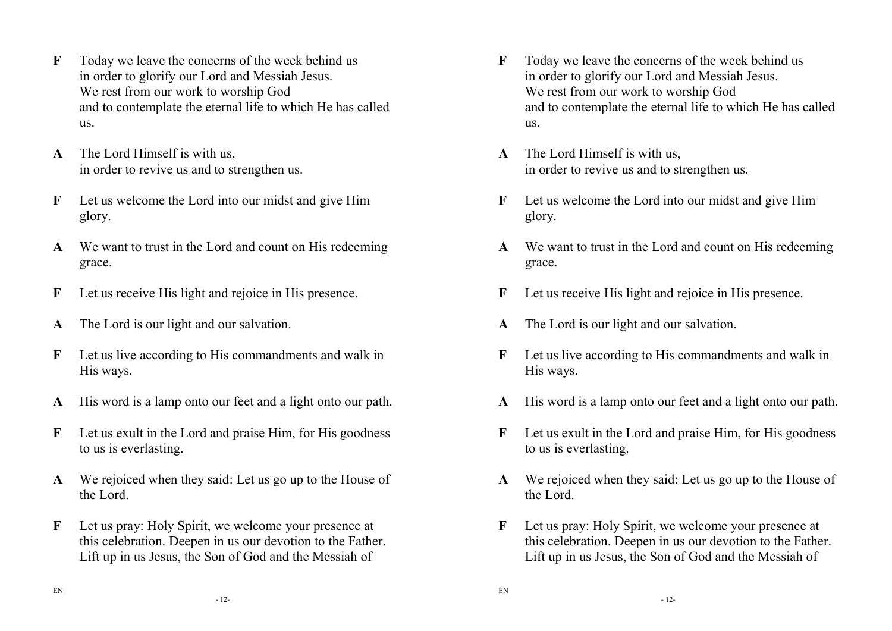**F** Today we leave the concerns of the week behind us in order to glorify our Lord and Messiah Jesus. We rest from our work to worship God and to contemplate the eternal life to which He has called us.

**A** The Lord Himself is with us, in order to revive us and to strengthen us.

**F** Let us welcome the Lord into our midst and give Him glory.

**A** We want to trust in the Lord and count on His redeeming grace.

**F** Let us receive His light and rejoice in His presence.

**A** The Lord is our light and our salvation.

**F** Let us live according to His commandments and walk in His ways.

**A** His word is a lamp onto our feet and a light onto our path.

**F** Let us exult in the Lord and praise Him, for His goodness to us is everlasting.

**A** We rejoiced when they said: Let us go up to the House of the Lord.

**F** Let us pray: Holy Spirit, we welcome your presence at this celebration. Deepen in us our devotion to the Father. Lift up in us Jesus, the Son of God and the Messiah of

**F** Today we leave the concerns of the week behind us in order to glorify our Lord and Messiah Jesus. We rest from our work to worship God and to contemplate the eternal life to which He has called us.

**A** The Lord Himself is with us, in order to revive us and to strengthen us.

**F** Let us welcome the Lord into our midst and give Him glory.

**A** We want to trust in the Lord and count on His redeeming grace.

**F** Let us receive His light and rejoice in His presence.

**A** The Lord is our light and our salvation.

**F** Let us live according to His commandments and walk in His ways.

**A** His word is a lamp onto our feet and a light onto our path.

**F** Let us exult in the Lord and praise Him, for His goodness to us is everlasting.

**A** We rejoiced when they said: Let us go up to the House of the Lord.

**F** Let us pray: Holy Spirit, we welcome your presence at this celebration. Deepen in us our devotion to the Father. Lift up in us Jesus, the Son of God and the Messiah of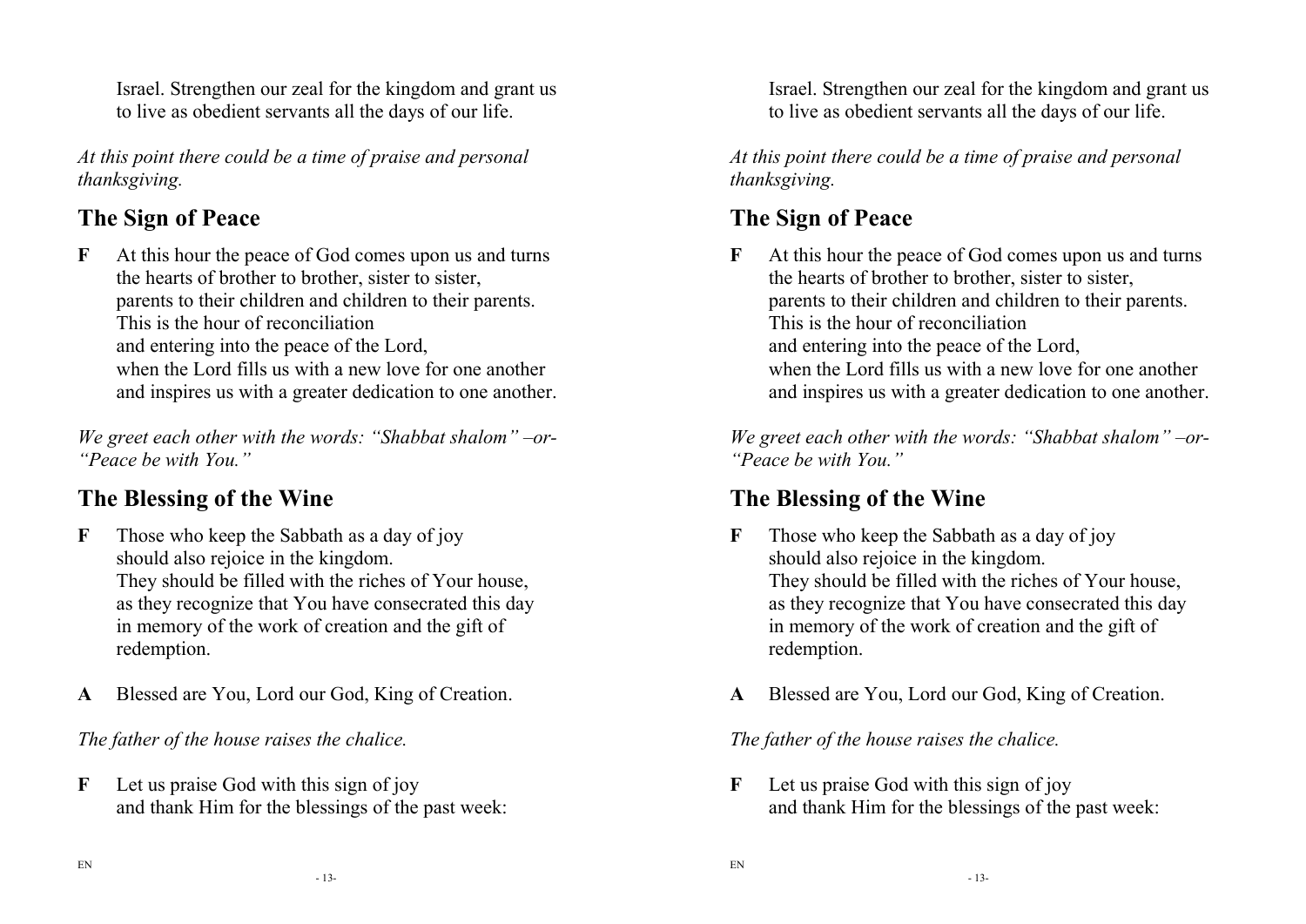Israel. Strengthen our zeal for the kingdom and grant us to live as obedient servants all the days of our life.

*At this point there could be a time of praise and personal thanksgiving.*

## The Sign of Peace

**F** At this hour the peace of God comes upon us and turns the hearts of brother to brother, sister to sister,
parents to their children and children to their parents.
This is the hour of reconciliation
and entering into the peace of the Lord,
when the Lord fills us with a new love for one another
and inspires us with a greater dedication to one another.

*We greet each other with the words: "Shabbat shalom" –or- "Peace be with You."*

## The Blessing of the Wine

**F** Those who keep the Sabbath as a day of joy
should also rejoice in the kingdom.
They should be filled with the riches of Your house,
as they recognize that You have consecrated this day
in memory of the work of creation and the gift of redemption.

**A** Blessed are You, Lord our God, King of Creation.

*The father of the house raises the chalice.*

**F** Let us praise God with this sign of joy
and thank Him for the blessings of the past week: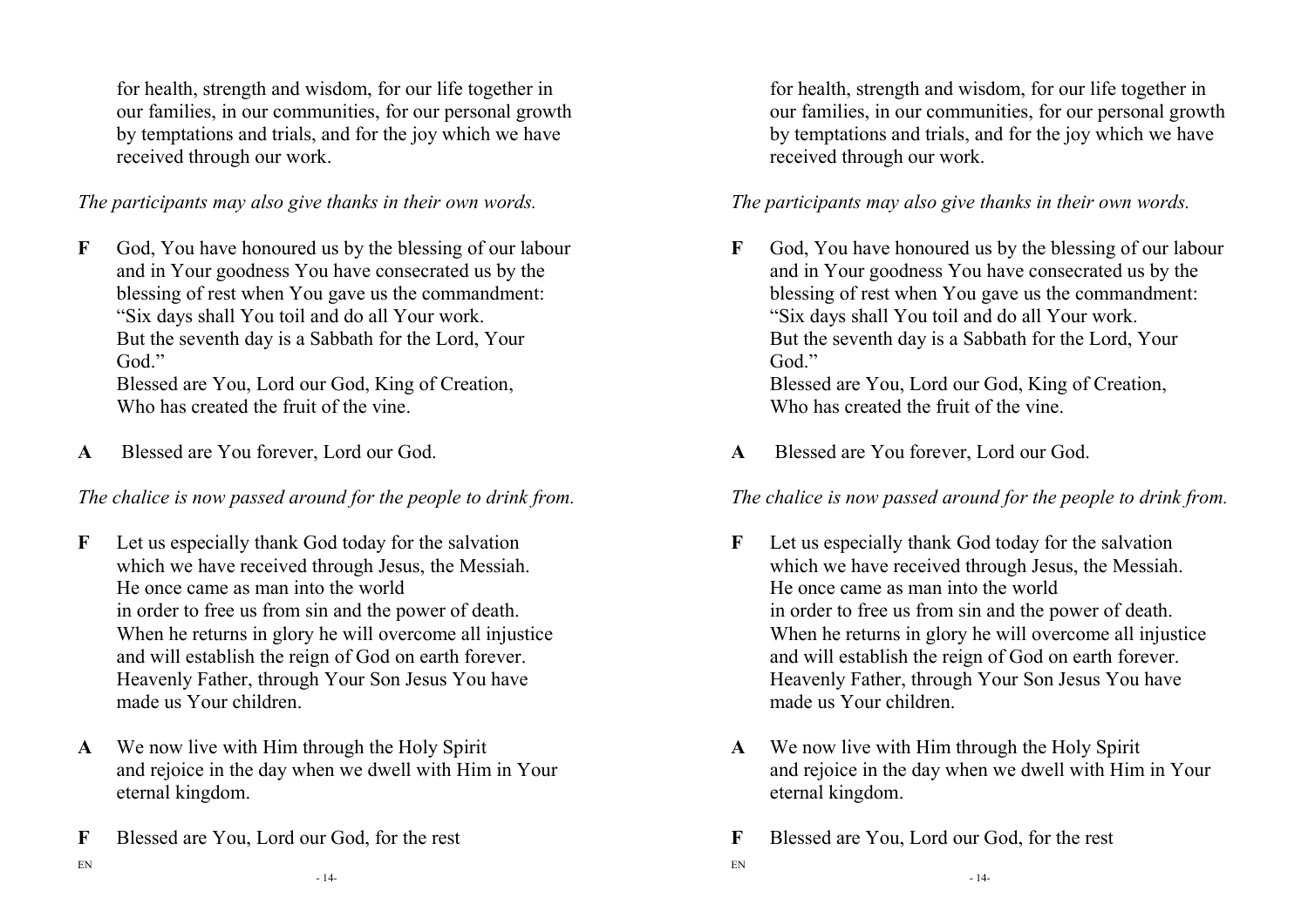for health, strength and wisdom, for our life together in our families, in our communities, for our personal growth by temptations and trials, and for the joy which we have received through our work.

*The participants may also give thanks in their own words.*

**F** God, You have honoured us by the blessing of our labour and in Your goodness You have consecrated us by the blessing of rest when You gave us the commandment: "Six days shall You toil and do all Your work. But the seventh day is a Sabbath for the Lord, Your God."
Blessed are You, Lord our God, King of Creation, Who has created the fruit of the vine.

**A** Blessed are You forever, Lord our God.

*The chalice is now passed around for the people to drink from.*

**F** Let us especially thank God today for the salvation which we have received through Jesus, the Messiah.
He once came as man into the world
in order to free us from sin and the power of death.
When he returns in glory he will overcome all injustice and will establish the reign of God on earth forever.
Heavenly Father, through Your Son Jesus You have made us Your children.

**A** We now live with Him through the Holy Spirit and rejoice in the day when we dwell with Him in Your eternal kingdom.

**F** Blessed are You, Lord our God, for the rest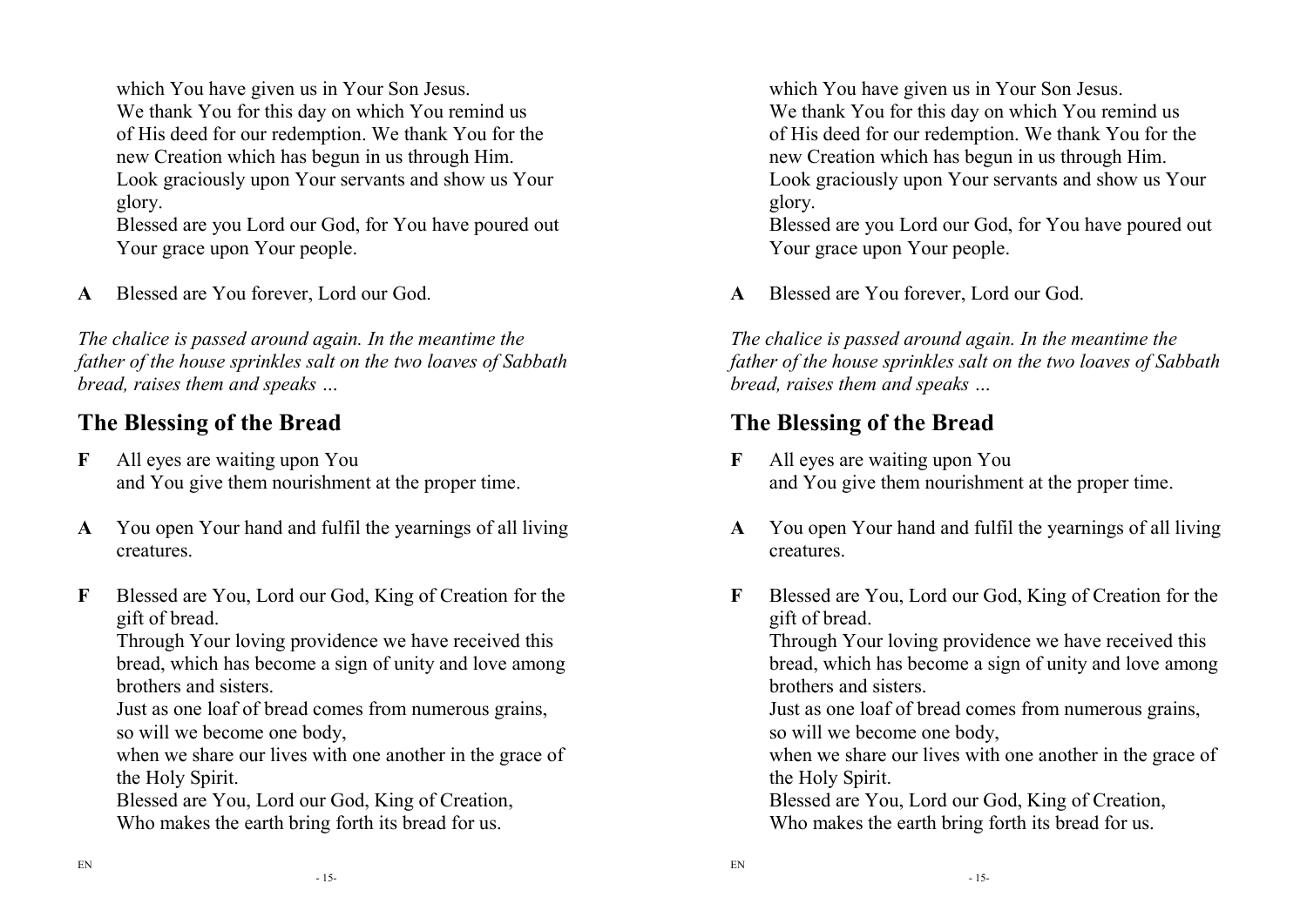which You have given us in Your Son Jesus.
We thank You for this day on which You remind us of His deed for our redemption. We thank You for the new Creation which has begun in us through Him.
Look graciously upon Your servants and show us Your glory.
Blessed are you Lord our God, for You have poured out Your grace upon Your people.

**A** Blessed are You forever, Lord our God.

*The chalice is passed around again. In the meantime the father of the house sprinkles salt on the two loaves of Sabbath bread, raises them and speaks …*

## The Blessing of the Bread

**F** All eyes are waiting upon You
and You give them nourishment at the proper time.

**A** You open Your hand and fulfil the yearnings of all living creatures.

**F** Blessed are You, Lord our God, King of Creation for the gift of bread.
Through Your loving providence we have received this bread, which has become a sign of unity and love among brothers and sisters.
Just as one loaf of bread comes from numerous grains, so will we become one body,
when we share our lives with one another in the grace of the Holy Spirit.
Blessed are You, Lord our God, King of Creation,
Who makes the earth bring forth its bread for us.

which You have given us in Your Son Jesus.
We thank You for this day on which You remind us of His deed for our redemption. We thank You for the new Creation which has begun in us through Him.
Look graciously upon Your servants and show us Your glory.
Blessed are you Lord our God, for You have poured out Your grace upon Your people.

**A** Blessed are You forever, Lord our God.

*The chalice is passed around again. In the meantime the father of the house sprinkles salt on the two loaves of Sabbath bread, raises them and speaks …*

## The Blessing of the Bread

**F** All eyes are waiting upon You
and You give them nourishment at the proper time.

**A** You open Your hand and fulfil the yearnings of all living creatures.

**F** Blessed are You, Lord our God, King of Creation for the gift of bread.
Through Your loving providence we have received this bread, which has become a sign of unity and love among brothers and sisters.
Just as one loaf of bread comes from numerous grains, so will we become one body,
when we share our lives with one another in the grace of the Holy Spirit.
Blessed are You, Lord our God, King of Creation,
Who makes the earth bring forth its bread for us.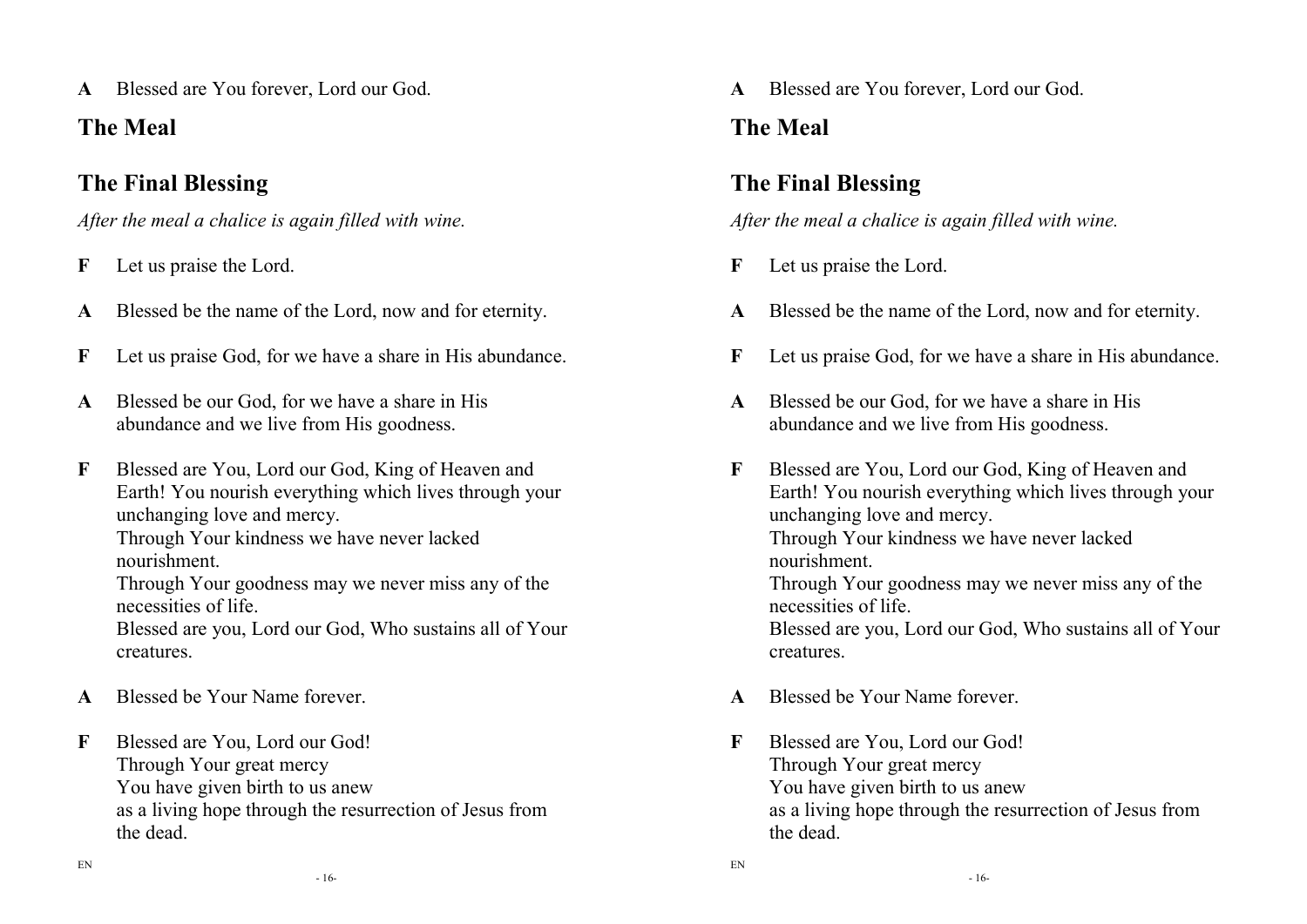**A** Blessed are You forever, Lord our God.

## The Meal

## The Final Blessing

*After the meal a chalice is again filled with wine.*

**F** Let us praise the Lord.

**A** Blessed be the name of the Lord, now and for eternity.

**F** Let us praise God, for we have a share in His abundance.

**A** Blessed be our God, for we have a share in His abundance and we live from His goodness.

**F** Blessed are You, Lord our God, King of Heaven and Earth! You nourish everything which lives through your unchanging love and mercy.
Through Your kindness we have never lacked nourishment.
Through Your goodness may we never miss any of the necessities of life.
Blessed are you, Lord our God, Who sustains all of Your creatures.

**A** Blessed be Your Name forever.

**F** Blessed are You, Lord our God!
Through Your great mercy
You have given birth to us anew
as a living hope through the resurrection of Jesus from the dead.

**A** Blessed are You forever, Lord our God.

## The Meal

## The Final Blessing

*After the meal a chalice is again filled with wine.*

**F** Let us praise the Lord.

**A** Blessed be the name of the Lord, now and for eternity.

**F** Let us praise God, for we have a share in His abundance.

**A** Blessed be our God, for we have a share in His abundance and we live from His goodness.

**F** Blessed are You, Lord our God, King of Heaven and Earth! You nourish everything which lives through your unchanging love and mercy.
Through Your kindness we have never lacked nourishment.
Through Your goodness may we never miss any of the necessities of life.
Blessed are you, Lord our God, Who sustains all of Your creatures.

**A** Blessed be Your Name forever.

**F** Blessed are You, Lord our God!
Through Your great mercy
You have given birth to us anew
as a living hope through the resurrection of Jesus from the dead.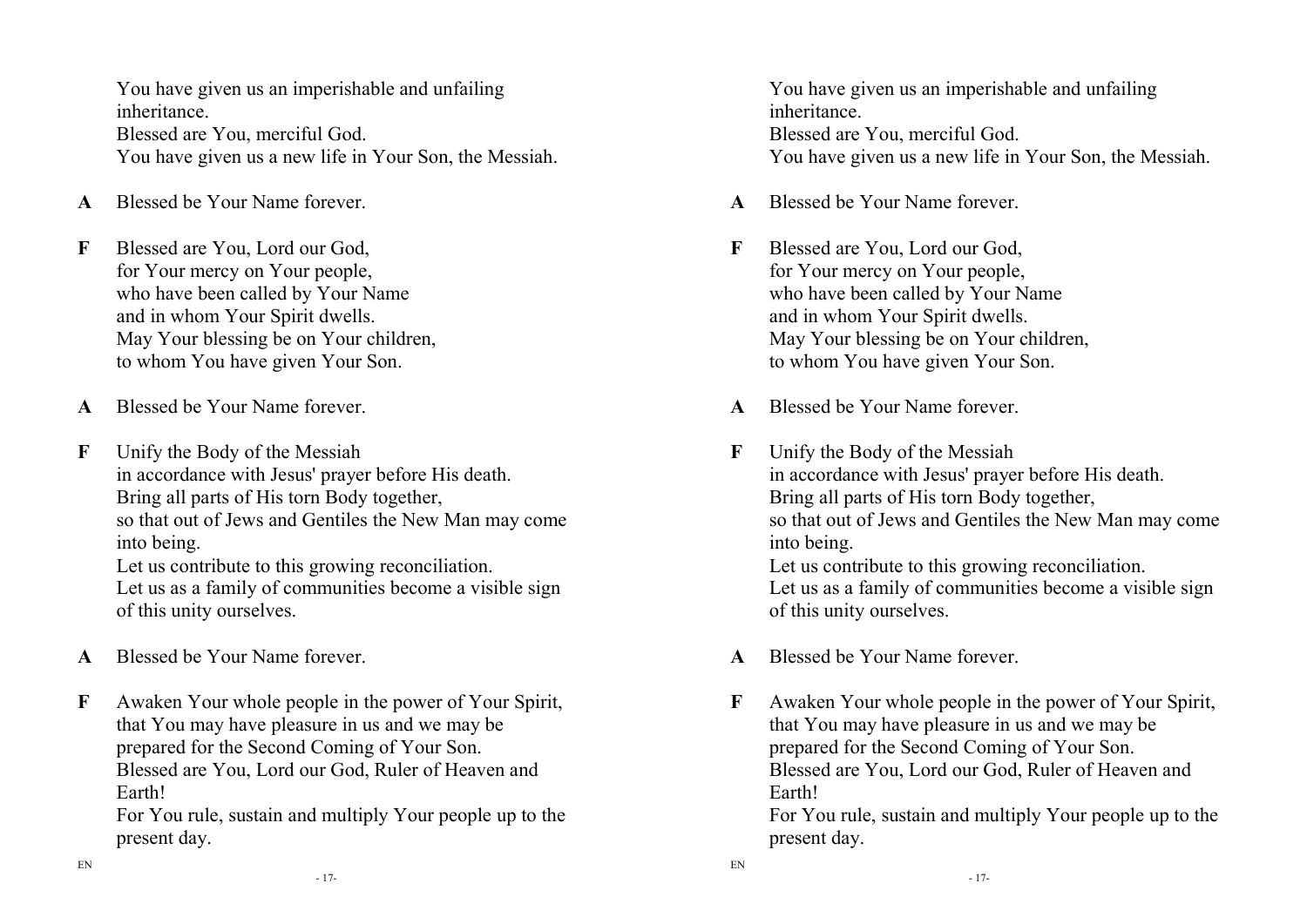You have given us an imperishable and unfailing inheritance.
Blessed are You, merciful God.
You have given us a new life in Your Son, the Messiah.

**A** Blessed be Your Name forever.

**F** Blessed are You, Lord our God,
for Your mercy on Your people,
who have been called by Your Name
and in whom Your Spirit dwells.
May Your blessing be on Your children,
to whom You have given Your Son.

**A** Blessed be Your Name forever.

**F** Unify the Body of the Messiah
in accordance with Jesus' prayer before His death.
Bring all parts of His torn Body together,
so that out of Jews and Gentiles the New Man may come into being.
Let us contribute to this growing reconciliation.
Let us as a family of communities become a visible sign of this unity ourselves.

**A** Blessed be Your Name forever.

**F** Awaken Your whole people in the power of Your Spirit,
that You may have pleasure in us and we may be prepared for the Second Coming of Your Son.
Blessed are You, Lord our God, Ruler of Heaven and Earth!
For You rule, sustain and multiply Your people up to the present day.

You have given us an imperishable and unfailing inheritance.
Blessed are You, merciful God.
You have given us a new life in Your Son, the Messiah.

**A** Blessed be Your Name forever.

**F** Blessed are You, Lord our God,
for Your mercy on Your people,
who have been called by Your Name
and in whom Your Spirit dwells.
May Your blessing be on Your children,
to whom You have given Your Son.

**A** Blessed be Your Name forever.

**F** Unify the Body of the Messiah
in accordance with Jesus' prayer before His death.
Bring all parts of His torn Body together,
so that out of Jews and Gentiles the New Man may come into being.
Let us contribute to this growing reconciliation.
Let us as a family of communities become a visible sign of this unity ourselves.

**A** Blessed be Your Name forever.

**F** Awaken Your whole people in the power of Your Spirit,
that You may have pleasure in us and we may be prepared for the Second Coming of Your Son.
Blessed are You, Lord our God, Ruler of Heaven and Earth!
For You rule, sustain and multiply Your people up to the present day.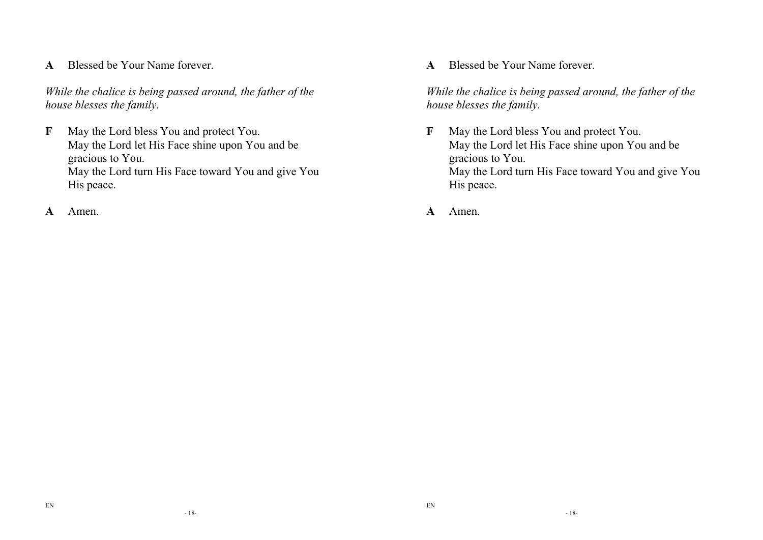**A** Blessed be Your Name forever.

*While the chalice is being passed around, the father of the house blesses the family.*

**F** May the Lord bless You and protect You.
May the Lord let His Face shine upon You and be gracious to You.
May the Lord turn His Face toward You and give You His peace.

**A** Amen.

**A** Blessed be Your Name forever.

*While the chalice is being passed around, the father of the house blesses the family.*

**F** May the Lord bless You and protect You.
May the Lord let His Face shine upon You and be gracious to You.
May the Lord turn His Face toward You and give You His peace.

**A** Amen.